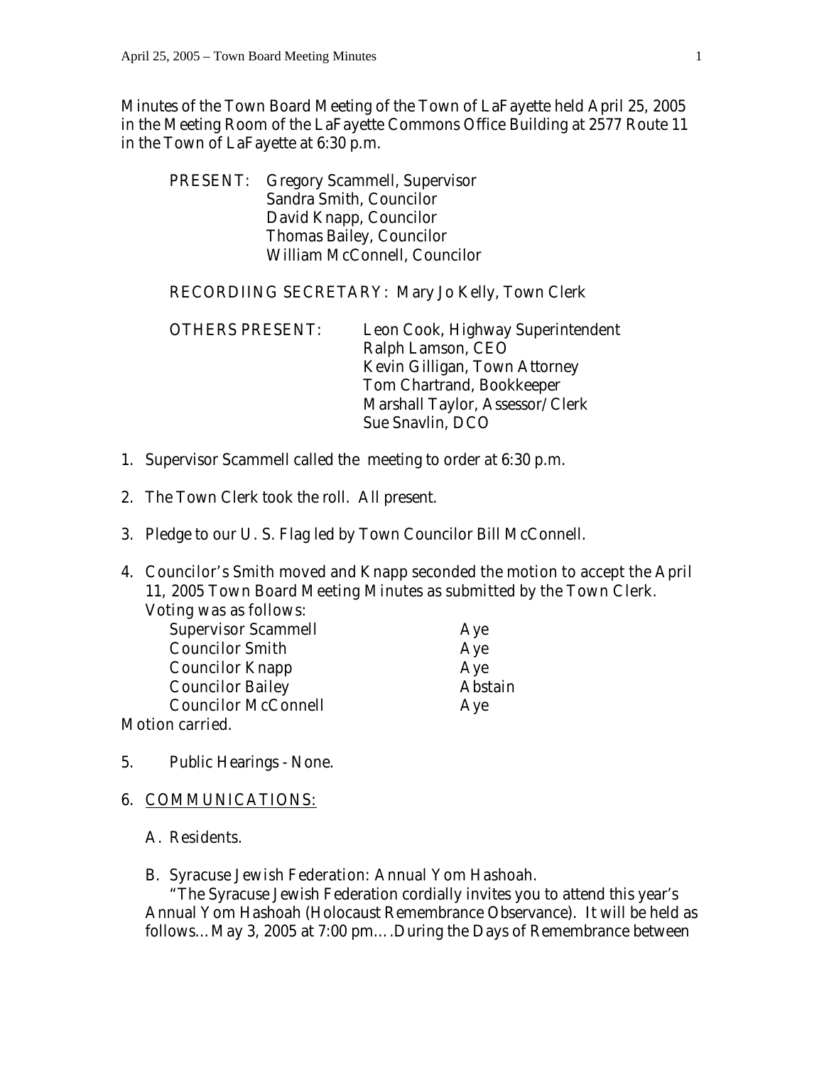Minutes of the Town Board Meeting of the Town of LaFayette held April 25, 2005 in the Meeting Room of the LaFayette Commons Office Building at 2577 Route 11 in the Town of LaFayette at 6:30 p.m.

PRESENT: Gregory Scammell, Supervisor
Sandra Smith, Councilor
David Knapp, Councilor
Thomas Bailey, Councilor
William McConnell, Councilor

RECORDIING SECRETARY: Mary Jo Kelly, Town Clerk

OTHERS PRESENT: Leon Cook, Highway Superintendent
Ralph Lamson, CEO
Kevin Gilligan, Town Attorney
Tom Chartrand, Bookkeeper
Marshall Taylor, Assessor/Clerk
Sue Snavlin, DCO

1. Supervisor Scammell called the meeting to order at 6:30 p.m.

2. The Town Clerk took the roll. All present.

3. Pledge to our U. S. Flag led by Town Councilor Bill McConnell.

4. Councilor's Smith moved and Knapp seconded the motion to accept the April 11, 2005 Town Board Meeting Minutes as submitted by the Town Clerk. Voting was as follows:

| | |
|---|---|
| Supervisor Scammell | Aye |
| Councilor Smith | Aye |
| Councilor Knapp | Aye |
| Councilor Bailey | Abstain |
| Councilor McConnell | Aye |

Motion carried.

5. Public Hearings - None.

6. <u>COMMUNICATIONS:</u>

   A. Residents.

   B. Syracuse Jewish Federation: Annual Yom Hashoah.
   "The Syracuse Jewish Federation cordially invites you to attend this year's Annual Yom Hashoah (Holocaust Remembrance Observance). It will be held as follows…May 3, 2005 at 7:00 pm….During the Days of Remembrance between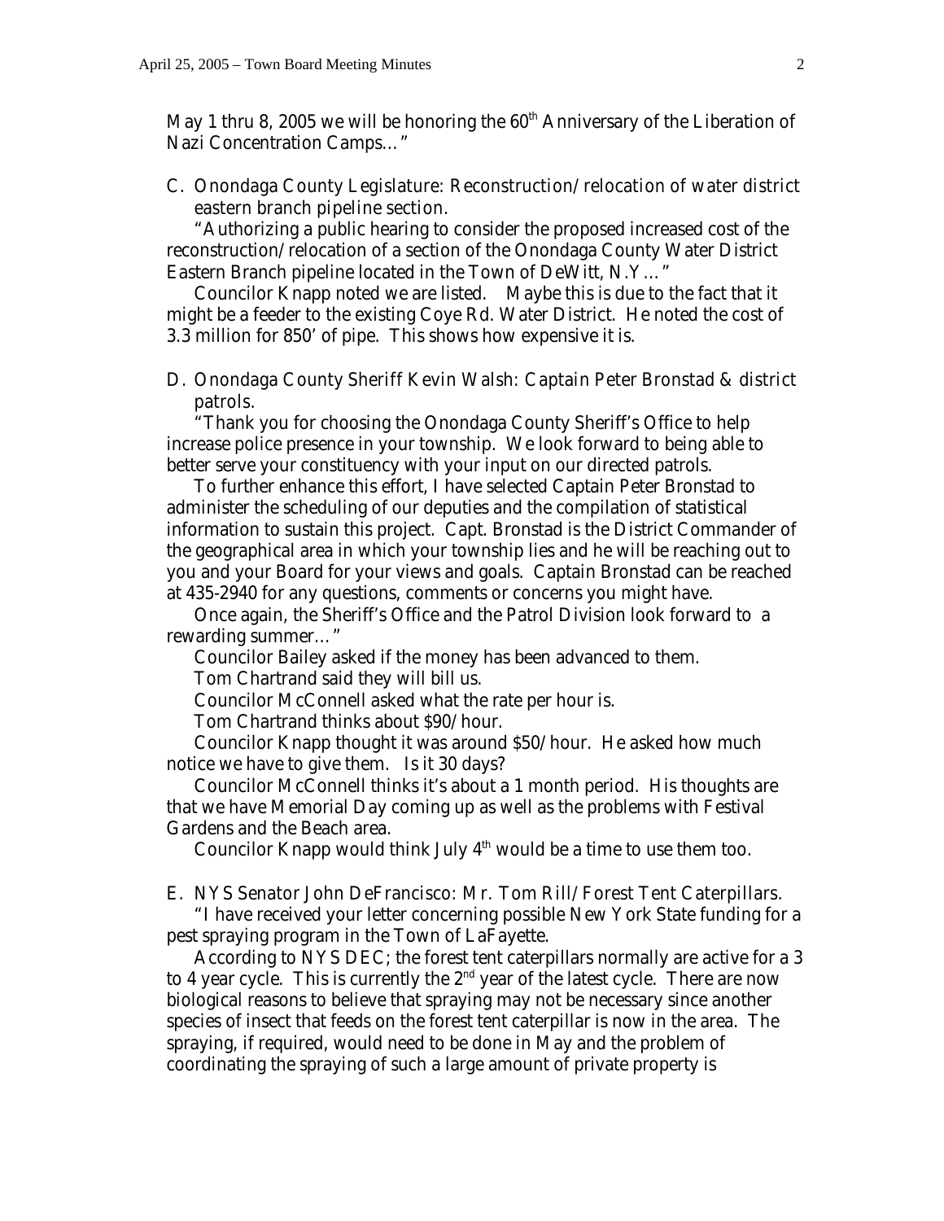May 1 thru 8, 2005 we will be honoring the 60th Anniversary of the Liberation of Nazi Concentration Camps…"

C. Onondaga County Legislature: Reconstruction/relocation of water district eastern branch pipeline section.

"Authorizing a public hearing to consider the proposed increased cost of the reconstruction/relocation of a section of the Onondaga County Water District Eastern Branch pipeline located in the Town of DeWitt, N.Y…"

Councilor Knapp noted we are listed. Maybe this is due to the fact that it might be a feeder to the existing Coye Rd. Water District. He noted the cost of 3.3 million for 850' of pipe. This shows how expensive it is.

D. Onondaga County Sheriff Kevin Walsh: Captain Peter Bronstad & district patrols.

"Thank you for choosing the Onondaga County Sheriff's Office to help increase police presence in your township. We look forward to being able to better serve your constituency with your input on our directed patrols.

To further enhance this effort, I have selected Captain Peter Bronstad to administer the scheduling of our deputies and the compilation of statistical information to sustain this project. Capt. Bronstad is the District Commander of the geographical area in which your township lies and he will be reaching out to you and your Board for your views and goals. Captain Bronstad can be reached at 435-2940 for any questions, comments or concerns you might have.

Once again, the Sheriff's Office and the Patrol Division look forward to a rewarding summer…"

Councilor Bailey asked if the money has been advanced to them.

Tom Chartrand said they will bill us.

Councilor McConnell asked what the rate per hour is.

Tom Chartrand thinks about $90/hour.

Councilor Knapp thought it was around $50/hour. He asked how much notice we have to give them. Is it 30 days?

Councilor McConnell thinks it's about a 1 month period. His thoughts are that we have Memorial Day coming up as well as the problems with Festival Gardens and the Beach area.

Councilor Knapp would think July 4th would be a time to use them too.

E. NYS Senator John DeFrancisco: Mr. Tom Rill/Forest Tent Caterpillars.

"I have received your letter concerning possible New York State funding for a pest spraying program in the Town of LaFayette.

According to NYS DEC; the forest tent caterpillars normally are active for a 3 to 4 year cycle. This is currently the 2nd year of the latest cycle. There are now biological reasons to believe that spraying may not be necessary since another species of insect that feeds on the forest tent caterpillar is now in the area. The spraying, if required, would need to be done in May and the problem of coordinating the spraying of such a large amount of private property is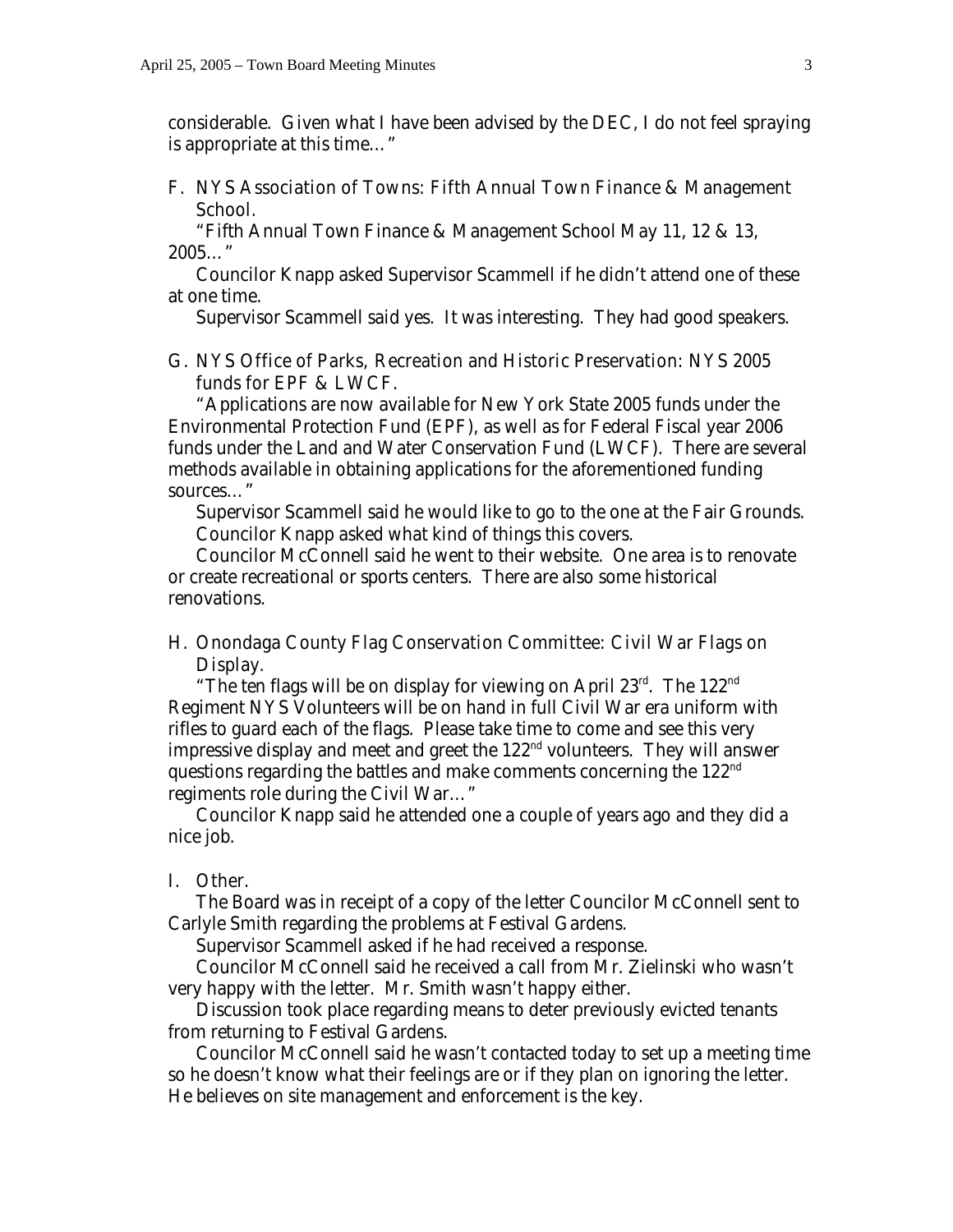considerable. Given what I have been advised by the DEC, I do not feel spraying is appropriate at this time…"

F. NYS Association of Towns: Fifth Annual Town Finance & Management School.

"Fifth Annual Town Finance & Management School May 11, 12 & 13, 2005…"

Councilor Knapp asked Supervisor Scammell if he didn't attend one of these at one time.

Supervisor Scammell said yes. It was interesting. They had good speakers.

G. NYS Office of Parks, Recreation and Historic Preservation: NYS 2005 funds for EPF & LWCF.

"Applications are now available for New York State 2005 funds under the Environmental Protection Fund (EPF), as well as for Federal Fiscal year 2006 funds under the Land and Water Conservation Fund (LWCF). There are several methods available in obtaining applications for the aforementioned funding sources…"

Supervisor Scammell said he would like to go to the one at the Fair Grounds.

Councilor Knapp asked what kind of things this covers.

Councilor McConnell said he went to their website. One area is to renovate or create recreational or sports centers. There are also some historical renovations.

H. Onondaga County Flag Conservation Committee: Civil War Flags on Display.

"The ten flags will be on display for viewing on April 23rd. The 122nd Regiment NYS Volunteers will be on hand in full Civil War era uniform with rifles to guard each of the flags. Please take time to come and see this very impressive display and meet and greet the 122nd volunteers. They will answer questions regarding the battles and make comments concerning the 122nd regiments role during the Civil War…"

Councilor Knapp said he attended one a couple of years ago and they did a nice job.

I. Other.

The Board was in receipt of a copy of the letter Councilor McConnell sent to Carlyle Smith regarding the problems at Festival Gardens.

Supervisor Scammell asked if he had received a response.

Councilor McConnell said he received a call from Mr. Zielinski who wasn't very happy with the letter. Mr. Smith wasn't happy either.

Discussion took place regarding means to deter previously evicted tenants from returning to Festival Gardens.

Councilor McConnell said he wasn't contacted today to set up a meeting time so he doesn't know what their feelings are or if they plan on ignoring the letter. He believes on site management and enforcement is the key.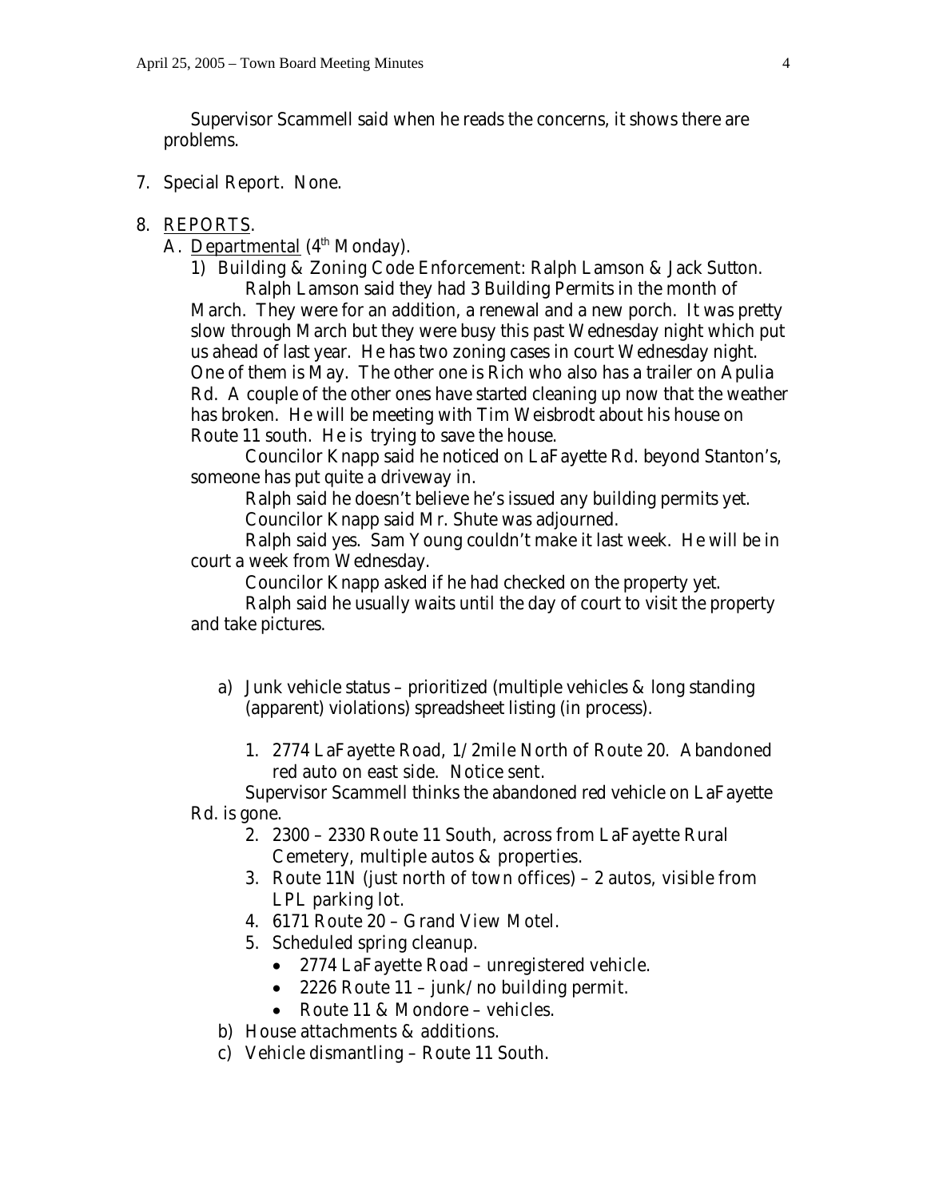Supervisor Scammell said when he reads the concerns, it shows there are problems.

7. Special Report. None.

8. <u>REPORTS</u>.

   A. <u>Departmental</u> (4th Monday).

      1) Building & Zoning Code Enforcement: Ralph Lamson & Jack Sutton.

         Ralph Lamson said they had 3 Building Permits in the month of March. They were for an addition, a renewal and a new porch. It was pretty slow through March but they were busy this past Wednesday night which put us ahead of last year. He has two zoning cases in court Wednesday night. One of them is May. The other one is Rich who also has a trailer on Apulia Rd. A couple of the other ones have started cleaning up now that the weather has broken. He will be meeting with Tim Weisbrodt about his house on Route 11 south. He is trying to save the house.

         Councilor Knapp said he noticed on LaFayette Rd. beyond Stanton's, someone has put quite a driveway in.

         Ralph said he doesn't believe he's issued any building permits yet.

         Councilor Knapp said Mr. Shute was adjourned.

         Ralph said yes. Sam Young couldn't make it last week. He will be in court a week from Wednesday.

         Councilor Knapp asked if he had checked on the property yet.

         Ralph said he usually waits until the day of court to visit the property and take pictures.

         a) Junk vehicle status – prioritized (multiple vehicles & long standing (apparent) violations) spreadsheet listing (in process).

            1. 2774 LaFayette Road, 1/2mile North of Route 20. Abandoned red auto on east side. Notice sent.

            Supervisor Scammell thinks the abandoned red vehicle on LaFayette Rd. is gone.

            2. 2300 – 2330 Route 11 South, across from LaFayette Rural Cemetery, multiple autos & properties.
            3. Route 11N (just north of town offices) – 2 autos, visible from LPL parking lot.
            4. 6171 Route 20 – Grand View Motel.
            5. Scheduled spring cleanup.
               - 2774 LaFayette Road – unregistered vehicle.
               - 2226 Route 11 – junk/no building permit.
               - Route 11 & Mondore – vehicles.

         b) House attachments & additions.

         c) Vehicle dismantling – Route 11 South.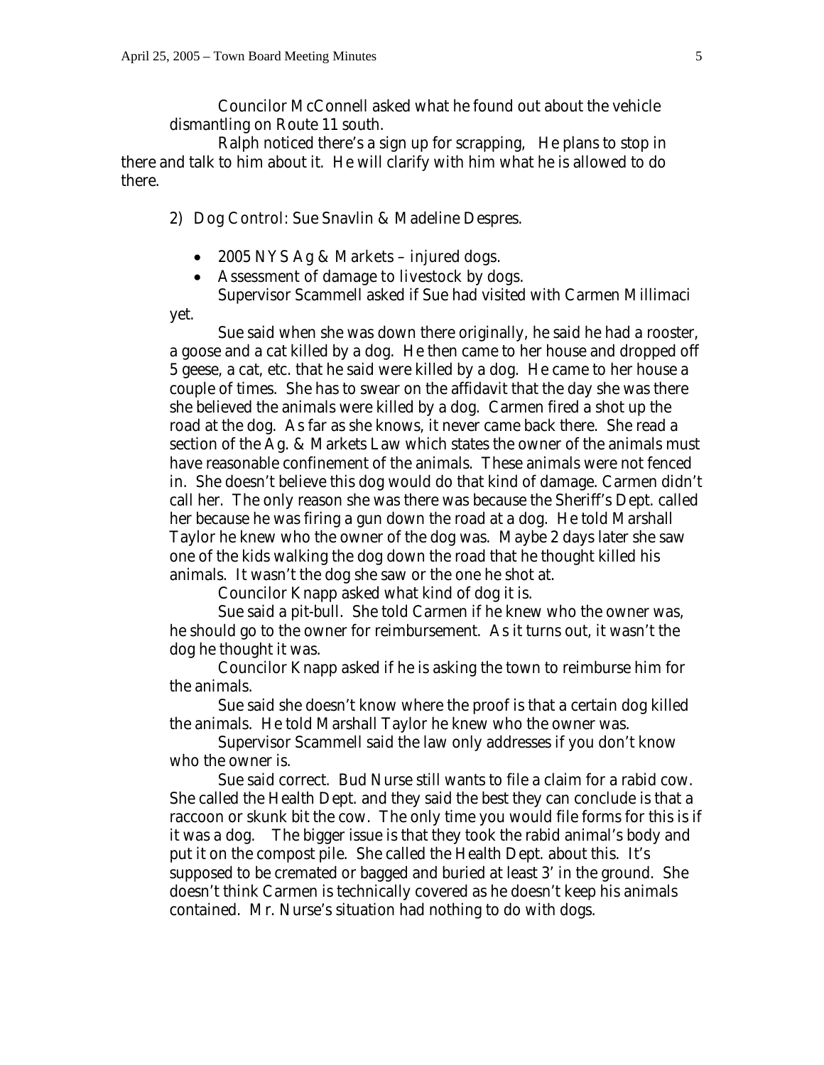Councilor McConnell asked what he found out about the vehicle dismantling on Route 11 south.

Ralph noticed there's a sign up for scrapping, He plans to stop in there and talk to him about it. He will clarify with him what he is allowed to do there.

2) Dog Control: Sue Snavlin & Madeline Despres.

- 2005 NYS Ag & Markets – injured dogs.
- Assessment of damage to livestock by dogs.

Supervisor Scammell asked if Sue had visited with Carmen Millimaci yet.

Sue said when she was down there originally, he said he had a rooster, a goose and a cat killed by a dog. He then came to her house and dropped off 5 geese, a cat, etc. that he said were killed by a dog. He came to her house a couple of times. She has to swear on the affidavit that the day she was there she believed the animals were killed by a dog. Carmen fired a shot up the road at the dog. As far as she knows, it never came back there. She read a section of the Ag. & Markets Law which states the owner of the animals must have reasonable confinement of the animals. These animals were not fenced in. She doesn't believe this dog would do that kind of damage. Carmen didn't call her. The only reason she was there was because the Sheriff's Dept. called her because he was firing a gun down the road at a dog. He told Marshall Taylor he knew who the owner of the dog was. Maybe 2 days later she saw one of the kids walking the dog down the road that he thought killed his animals. It wasn't the dog she saw or the one he shot at.

Councilor Knapp asked what kind of dog it is.

Sue said a pit-bull. She told Carmen if he knew who the owner was, he should go to the owner for reimbursement. As it turns out, it wasn't the dog he thought it was.

Councilor Knapp asked if he is asking the town to reimburse him for the animals.

Sue said she doesn't know where the proof is that a certain dog killed the animals. He told Marshall Taylor he knew who the owner was.

Supervisor Scammell said the law only addresses if you don't know who the owner is.

Sue said correct. Bud Nurse still wants to file a claim for a rabid cow. She called the Health Dept. and they said the best they can conclude is that a raccoon or skunk bit the cow. The only time you would file forms for this is if it was a dog. The bigger issue is that they took the rabid animal's body and put it on the compost pile. She called the Health Dept. about this. It's supposed to be cremated or bagged and buried at least 3' in the ground. She doesn't think Carmen is technically covered as he doesn't keep his animals contained. Mr. Nurse's situation had nothing to do with dogs.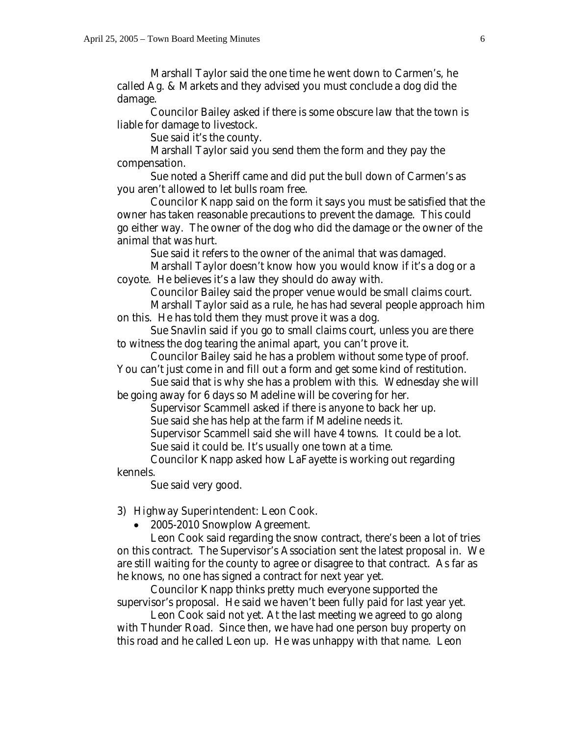Marshall Taylor said the one time he went down to Carmen's, he called Ag. & Markets and they advised you must conclude a dog did the damage.

Councilor Bailey asked if there is some obscure law that the town is liable for damage to livestock.

Sue said it's the county.

Marshall Taylor said you send them the form and they pay the compensation.

Sue noted a Sheriff came and did put the bull down of Carmen's as you aren't allowed to let bulls roam free.

Councilor Knapp said on the form it says you must be satisfied that the owner has taken reasonable precautions to prevent the damage. This could go either way. The owner of the dog who did the damage or the owner of the animal that was hurt.

Sue said it refers to the owner of the animal that was damaged.

Marshall Taylor doesn't know how you would know if it's a dog or a coyote. He believes it's a law they should do away with.

Councilor Bailey said the proper venue would be small claims court.

Marshall Taylor said as a rule, he has had several people approach him on this. He has told them they must prove it was a dog.

Sue Snavlin said if you go to small claims court, unless you are there to witness the dog tearing the animal apart, you can't prove it.

Councilor Bailey said he has a problem without some type of proof. You can't just come in and fill out a form and get some kind of restitution.

Sue said that is why she has a problem with this. Wednesday she will be going away for 6 days so Madeline will be covering for her.

Supervisor Scammell asked if there is anyone to back her up.

Sue said she has help at the farm if Madeline needs it.

Supervisor Scammell said she will have 4 towns. It could be a lot.

Sue said it could be. It's usually one town at a time.

Councilor Knapp asked how LaFayette is working out regarding kennels.

Sue said very good.

3) Highway Superintendent: Leon Cook.

- 2005-2010 Snowplow Agreement.

Leon Cook said regarding the snow contract, there's been a lot of tries on this contract. The Supervisor's Association sent the latest proposal in. We are still waiting for the county to agree or disagree to that contract. As far as he knows, no one has signed a contract for next year yet.

Councilor Knapp thinks pretty much everyone supported the supervisor's proposal. He said we haven't been fully paid for last year yet.

Leon Cook said not yet. At the last meeting we agreed to go along with Thunder Road. Since then, we have had one person buy property on this road and he called Leon up. He was unhappy with that name. Leon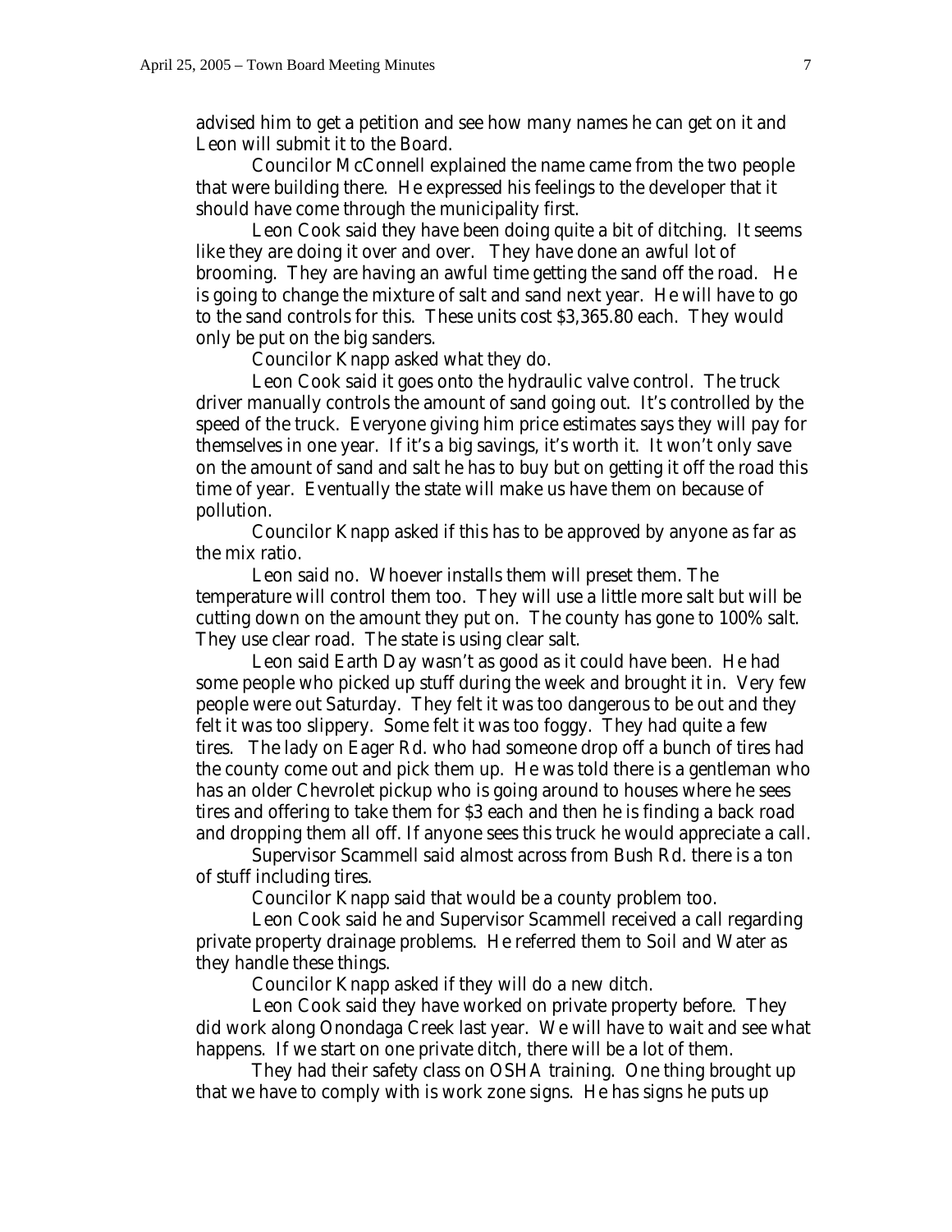advised him to get a petition and see how many names he can get on it and Leon will submit it to the Board.

Councilor McConnell explained the name came from the two people that were building there. He expressed his feelings to the developer that it should have come through the municipality first.

Leon Cook said they have been doing quite a bit of ditching. It seems like they are doing it over and over. They have done an awful lot of brooming. They are having an awful time getting the sand off the road. He is going to change the mixture of salt and sand next year. He will have to go to the sand controls for this. These units cost $3,365.80 each. They would only be put on the big sanders.

Councilor Knapp asked what they do.

Leon Cook said it goes onto the hydraulic valve control. The truck driver manually controls the amount of sand going out. It's controlled by the speed of the truck. Everyone giving him price estimates says they will pay for themselves in one year. If it's a big savings, it's worth it. It won't only save on the amount of sand and salt he has to buy but on getting it off the road this time of year. Eventually the state will make us have them on because of pollution.

Councilor Knapp asked if this has to be approved by anyone as far as the mix ratio.

Leon said no. Whoever installs them will preset them. The temperature will control them too. They will use a little more salt but will be cutting down on the amount they put on. The county has gone to 100% salt. They use clear road. The state is using clear salt.

Leon said Earth Day wasn't as good as it could have been. He had some people who picked up stuff during the week and brought it in. Very few people were out Saturday. They felt it was too dangerous to be out and they felt it was too slippery. Some felt it was too foggy. They had quite a few tires. The lady on Eager Rd. who had someone drop off a bunch of tires had the county come out and pick them up. He was told there is a gentleman who has an older Chevrolet pickup who is going around to houses where he sees tires and offering to take them for $3 each and then he is finding a back road and dropping them all off. If anyone sees this truck he would appreciate a call.

Supervisor Scammell said almost across from Bush Rd. there is a ton of stuff including tires.

Councilor Knapp said that would be a county problem too.

Leon Cook said he and Supervisor Scammell received a call regarding private property drainage problems. He referred them to Soil and Water as they handle these things.

Councilor Knapp asked if they will do a new ditch.

Leon Cook said they have worked on private property before. They did work along Onondaga Creek last year. We will have to wait and see what happens. If we start on one private ditch, there will be a lot of them.

They had their safety class on OSHA training. One thing brought up that we have to comply with is work zone signs. He has signs he puts up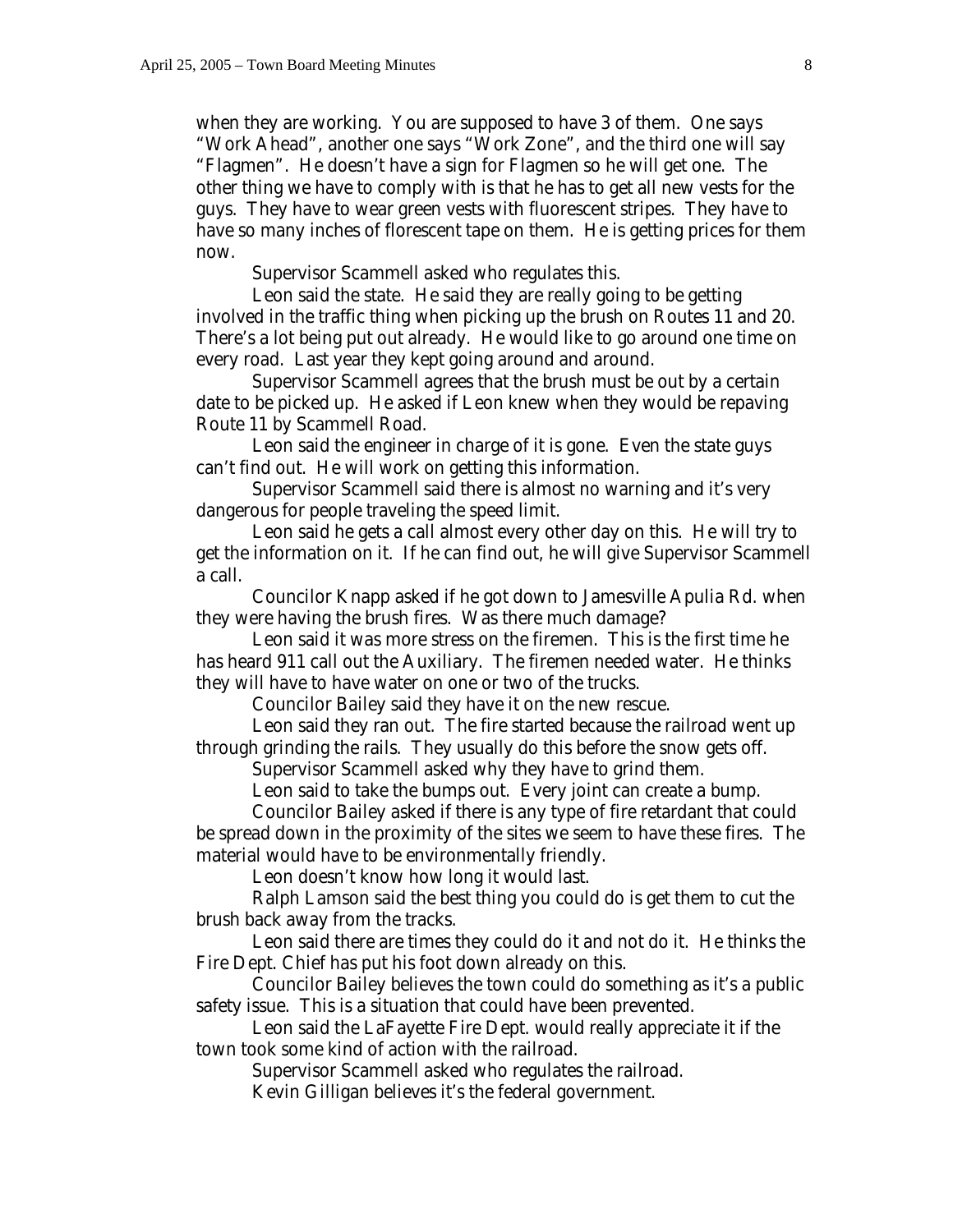when they are working. You are supposed to have 3 of them. One says "Work Ahead", another one says "Work Zone", and the third one will say "Flagmen". He doesn't have a sign for Flagmen so he will get one. The other thing we have to comply with is that he has to get all new vests for the guys. They have to wear green vests with fluorescent stripes. They have to have so many inches of florescent tape on them. He is getting prices for them now.

Supervisor Scammell asked who regulates this.

Leon said the state. He said they are really going to be getting involved in the traffic thing when picking up the brush on Routes 11 and 20. There's a lot being put out already. He would like to go around one time on every road. Last year they kept going around and around.

Supervisor Scammell agrees that the brush must be out by a certain date to be picked up. He asked if Leon knew when they would be repaving Route 11 by Scammell Road.

Leon said the engineer in charge of it is gone. Even the state guys can't find out. He will work on getting this information.

Supervisor Scammell said there is almost no warning and it's very dangerous for people traveling the speed limit.

Leon said he gets a call almost every other day on this. He will try to get the information on it. If he can find out, he will give Supervisor Scammell a call.

Councilor Knapp asked if he got down to Jamesville Apulia Rd. when they were having the brush fires. Was there much damage?

Leon said it was more stress on the firemen. This is the first time he has heard 911 call out the Auxiliary. The firemen needed water. He thinks they will have to have water on one or two of the trucks.

Councilor Bailey said they have it on the new rescue.

Leon said they ran out. The fire started because the railroad went up through grinding the rails. They usually do this before the snow gets off.

Supervisor Scammell asked why they have to grind them.

Leon said to take the bumps out. Every joint can create a bump.

Councilor Bailey asked if there is any type of fire retardant that could be spread down in the proximity of the sites we seem to have these fires. The material would have to be environmentally friendly.

Leon doesn't know how long it would last.

Ralph Lamson said the best thing you could do is get them to cut the brush back away from the tracks.

Leon said there are times they could do it and not do it. He thinks the Fire Dept. Chief has put his foot down already on this.

Councilor Bailey believes the town could do something as it's a public safety issue. This is a situation that could have been prevented.

Leon said the LaFayette Fire Dept. would really appreciate it if the town took some kind of action with the railroad.

Supervisor Scammell asked who regulates the railroad.

Kevin Gilligan believes it's the federal government.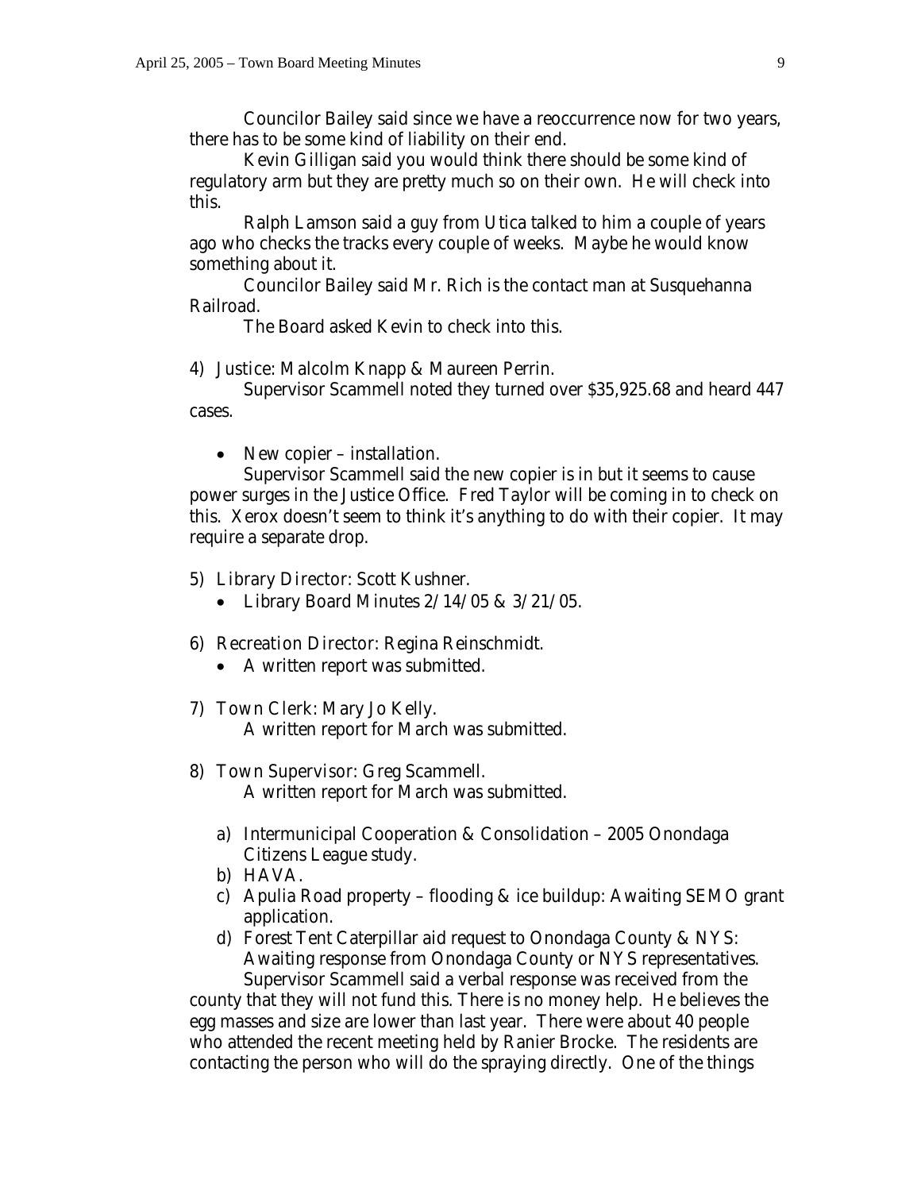Councilor Bailey said since we have a reoccurrence now for two years, there has to be some kind of liability on their end.

Kevin Gilligan said you would think there should be some kind of regulatory arm but they are pretty much so on their own. He will check into this.

Ralph Lamson said a guy from Utica talked to him a couple of years ago who checks the tracks every couple of weeks. Maybe he would know something about it.

Councilor Bailey said Mr. Rich is the contact man at Susquehanna Railroad.

The Board asked Kevin to check into this.

4) Justice: Malcolm Knapp & Maureen Perrin.

Supervisor Scammell noted they turned over $35,925.68 and heard 447 cases.

- New copier – installation.

Supervisor Scammell said the new copier is in but it seems to cause power surges in the Justice Office. Fred Taylor will be coming in to check on this. Xerox doesn't seem to think it's anything to do with their copier. It may require a separate drop.

5) Library Director: Scott Kushner.
   - Library Board Minutes 2/14/05 & 3/21/05.

6) Recreation Director: Regina Reinschmidt.
   - A written report was submitted.

7) Town Clerk: Mary Jo Kelly.

   A written report for March was submitted.

8) Town Supervisor: Greg Scammell.

   A written report for March was submitted.

   a) Intermunicipal Cooperation & Consolidation – 2005 Onondaga Citizens League study.
   b) HAVA.
   c) Apulia Road property – flooding & ice buildup: Awaiting SEMO grant application.
   d) Forest Tent Caterpillar aid request to Onondaga County & NYS: Awaiting response from Onondaga County or NYS representatives.

Supervisor Scammell said a verbal response was received from the county that they will not fund this. There is no money help. He believes the egg masses and size are lower than last year. There were about 40 people who attended the recent meeting held by Ranier Brocke. The residents are contacting the person who will do the spraying directly. One of the things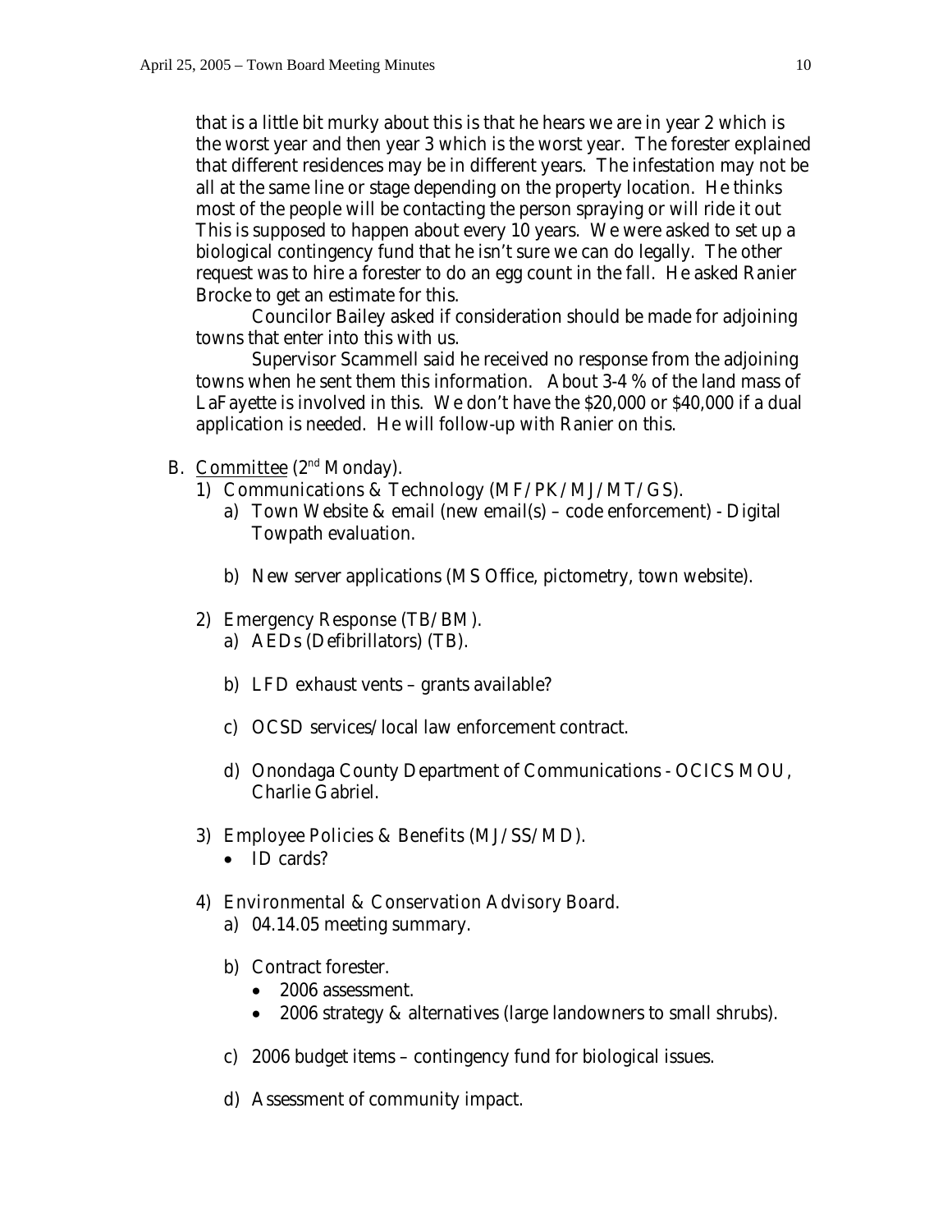that is a little bit murky about this is that he hears we are in year 2 which is the worst year and then year 3 which is the worst year. The forester explained that different residences may be in different years. The infestation may not be all at the same line or stage depending on the property location. He thinks most of the people will be contacting the person spraying or will ride it out This is supposed to happen about every 10 years. We were asked to set up a biological contingency fund that he isn't sure we can do legally. The other request was to hire a forester to do an egg count in the fall. He asked Ranier Brocke to get an estimate for this.

Councilor Bailey asked if consideration should be made for adjoining towns that enter into this with us.

Supervisor Scammell said he received no response from the adjoining towns when he sent them this information. About 3-4 % of the land mass of LaFayette is involved in this. We don't have the $20,000 or $40,000 if a dual application is needed. He will follow-up with Ranier on this.

B. Committee (2nd Monday).

1) Communications & Technology (MF/PK/MJ/MT/GS).
   a) Town Website & email (new email(s) – code enforcement) - Digital Towpath evaluation.
   b) New server applications (MS Office, pictometry, town website).

2) Emergency Response (TB/BM).
   a) AEDs (Defibrillators) (TB).
   b) LFD exhaust vents – grants available?
   c) OCSD services/local law enforcement contract.
   d) Onondaga County Department of Communications - OCICS MOU, Charlie Gabriel.

3) Employee Policies & Benefits (MJ/SS/MD).
   - ID cards?

4) Environmental & Conservation Advisory Board.
   a) 04.14.05 meeting summary.
   b) Contract forester.
      - 2006 assessment.
      - 2006 strategy & alternatives (large landowners to small shrubs).
   c) 2006 budget items – contingency fund for biological issues.
   d) Assessment of community impact.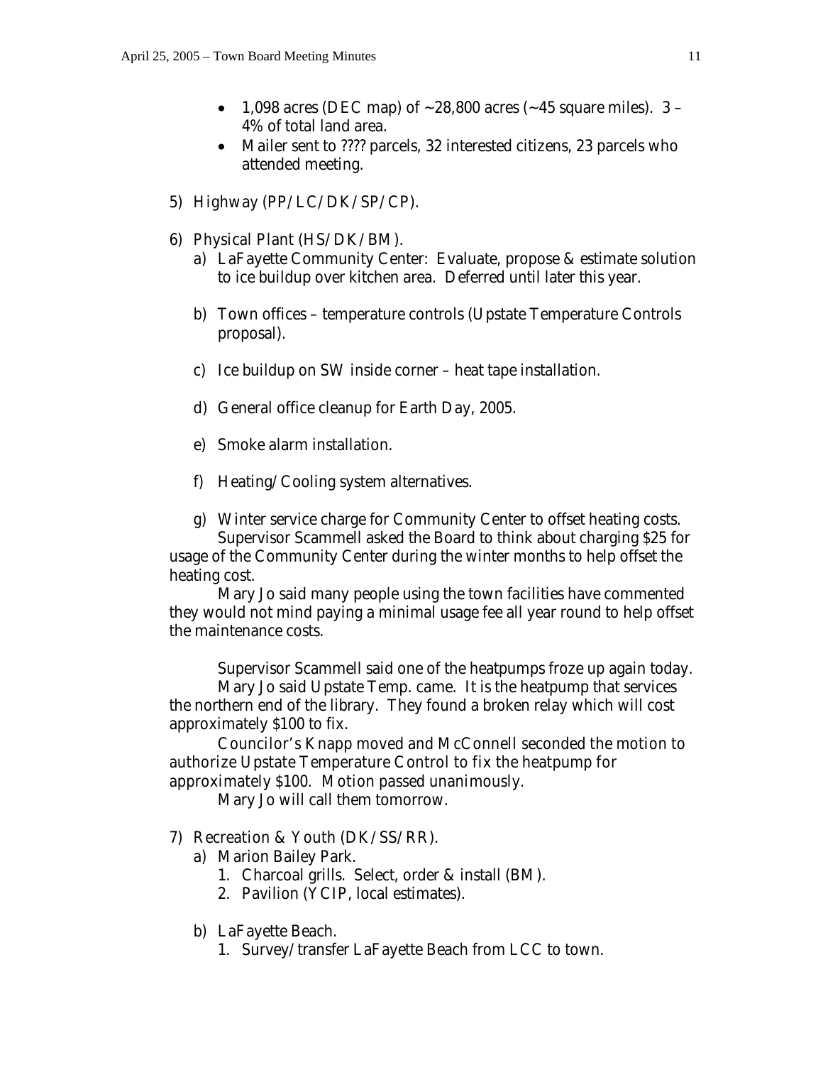- 1,098 acres (DEC map) of ~28,800 acres (~45 square miles). 3 – 4% of total land area.
- Mailer sent to ???? parcels, 32 interested citizens, 23 parcels who attended meeting.

5) Highway (PP/LC/DK/SP/CP).

6) Physical Plant (HS/DK/BM).

   a) LaFayette Community Center: Evaluate, propose & estimate solution to ice buildup over kitchen area. Deferred until later this year.

   b) Town offices – temperature controls (Upstate Temperature Controls proposal).

   c) Ice buildup on SW inside corner – heat tape installation.

   d) General office cleanup for Earth Day, 2005.

   e) Smoke alarm installation.

   f) Heating/Cooling system alternatives.

   g) Winter service charge for Community Center to offset heating costs.

Supervisor Scammell asked the Board to think about charging $25 for usage of the Community Center during the winter months to help offset the heating cost.

Mary Jo said many people using the town facilities have commented they would not mind paying a minimal usage fee all year round to help offset the maintenance costs.

Supervisor Scammell said one of the heatpumps froze up again today.

Mary Jo said Upstate Temp. came. It is the heatpump that services the northern end of the library. They found a broken relay which will cost approximately $100 to fix.

Councilor's Knapp moved and McConnell seconded the motion to authorize Upstate Temperature Control to fix the heatpump for approximately $100. Motion passed unanimously.

Mary Jo will call them tomorrow.

7) Recreation & Youth (DK/SS/RR).

   a) Marion Bailey Park.
      1. Charcoal grills. Select, order & install (BM).
      2. Pavilion (YCIP, local estimates).

   b) LaFayette Beach.
      1. Survey/transfer LaFayette Beach from LCC to town.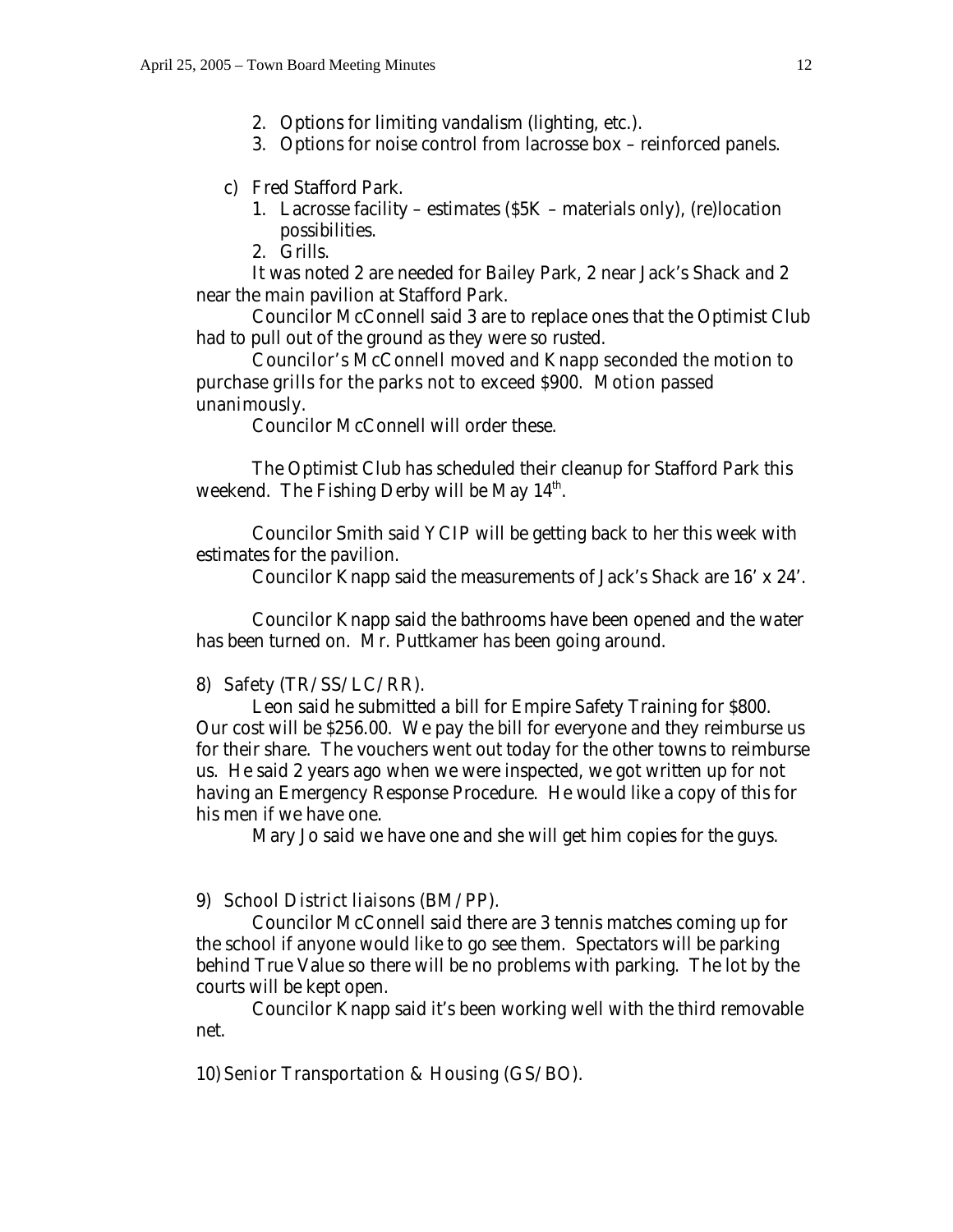2. Options for limiting vandalism (lighting, etc.).
3. Options for noise control from lacrosse box – reinforced panels.

c) Fred Stafford Park.
   1. Lacrosse facility – estimates ($5K – materials only), (re)location possibilities.
   2. Grills.

It was noted 2 are needed for Bailey Park, 2 near Jack's Shack and 2 near the main pavilion at Stafford Park.

Councilor McConnell said 3 are to replace ones that the Optimist Club had to pull out of the ground as they were so rusted.

Councilor's McConnell moved and Knapp seconded the motion to purchase grills for the parks not to exceed $900. Motion passed unanimously.

Councilor McConnell will order these.

The Optimist Club has scheduled their cleanup for Stafford Park this weekend. The Fishing Derby will be May 14th.

Councilor Smith said YCIP will be getting back to her this week with estimates for the pavilion.

Councilor Knapp said the measurements of Jack's Shack are 16' x 24'.

Councilor Knapp said the bathrooms have been opened and the water has been turned on. Mr. Puttkamer has been going around.

8) Safety (TR/SS/LC/RR).

Leon said he submitted a bill for Empire Safety Training for $800. Our cost will be $256.00. We pay the bill for everyone and they reimburse us for their share. The vouchers went out today for the other towns to reimburse us. He said 2 years ago when we were inspected, we got written up for not having an Emergency Response Procedure. He would like a copy of this for his men if we have one.

Mary Jo said we have one and she will get him copies for the guys.

9) School District liaisons (BM/PP).

Councilor McConnell said there are 3 tennis matches coming up for the school if anyone would like to go see them. Spectators will be parking behind True Value so there will be no problems with parking. The lot by the courts will be kept open.

Councilor Knapp said it's been working well with the third removable net.

10) Senior Transportation & Housing (GS/BO).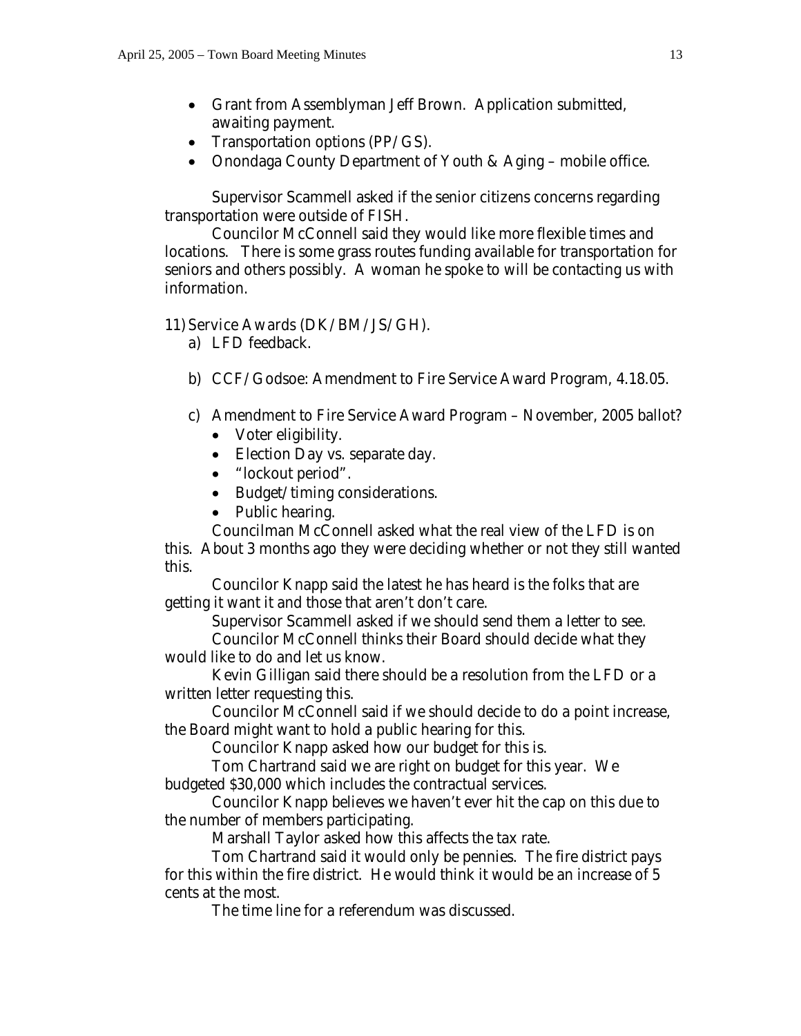- Grant from Assemblyman Jeff Brown. Application submitted, awaiting payment.
- Transportation options (PP/GS).
- Onondaga County Department of Youth & Aging – mobile office.

Supervisor Scammell asked if the senior citizens concerns regarding transportation were outside of FISH.

Councilor McConnell said they would like more flexible times and locations. There is some grass routes funding available for transportation for seniors and others possibly. A woman he spoke to will be contacting us with information.

11) Service Awards (DK/BM/JS/GH).
   a) LFD feedback.

   b) CCF/Godsoe: Amendment to Fire Service Award Program, 4.18.05.

   c) Amendment to Fire Service Award Program – November, 2005 ballot?
      - Voter eligibility.
      - Election Day vs. separate day.
      - "lockout period".
      - Budget/timing considerations.
      - Public hearing.

Councilman McConnell asked what the real view of the LFD is on this. About 3 months ago they were deciding whether or not they still wanted this.

Councilor Knapp said the latest he has heard is the folks that are getting it want it and those that aren't don't care.

Supervisor Scammell asked if we should send them a letter to see.

Councilor McConnell thinks their Board should decide what they would like to do and let us know.

Kevin Gilligan said there should be a resolution from the LFD or a written letter requesting this.

Councilor McConnell said if we should decide to do a point increase, the Board might want to hold a public hearing for this.

Councilor Knapp asked how our budget for this is.

Tom Chartrand said we are right on budget for this year. We budgeted $30,000 which includes the contractual services.

Councilor Knapp believes we haven't ever hit the cap on this due to the number of members participating.

Marshall Taylor asked how this affects the tax rate.

Tom Chartrand said it would only be pennies. The fire district pays for this within the fire district. He would think it would be an increase of 5 cents at the most.

The time line for a referendum was discussed.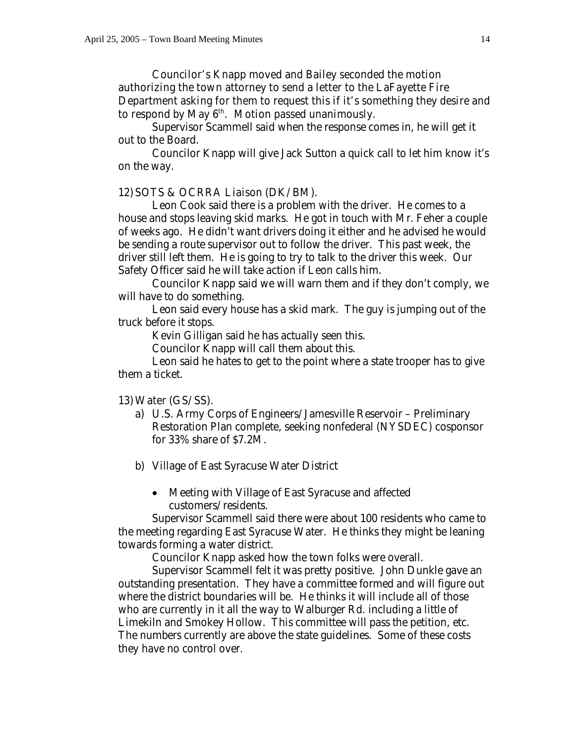Councilor's Knapp moved and Bailey seconded the motion authorizing the town attorney to send a letter to the LaFayette Fire Department asking for them to request this if it's something they desire and to respond by May 6th. Motion passed unanimously.

Supervisor Scammell said when the response comes in, he will get it out to the Board.

Councilor Knapp will give Jack Sutton a quick call to let him know it's on the way.

12) SOTS & OCRRA Liaison (DK/BM).

Leon Cook said there is a problem with the driver. He comes to a house and stops leaving skid marks. He got in touch with Mr. Feher a couple of weeks ago. He didn't want drivers doing it either and he advised he would be sending a route supervisor out to follow the driver. This past week, the driver still left them. He is going to try to talk to the driver this week. Our Safety Officer said he will take action if Leon calls him.

Councilor Knapp said we will warn them and if they don't comply, we will have to do something.

Leon said every house has a skid mark. The guy is jumping out of the truck before it stops.

Kevin Gilligan said he has actually seen this.

Councilor Knapp will call them about this.

Leon said he hates to get to the point where a state trooper has to give them a ticket.

13) Water (GS/SS).

a) U.S. Army Corps of Engineers/Jamesville Reservoir – Preliminary Restoration Plan complete, seeking nonfederal (NYSDEC) cosponsor for 33% share of $7.2M.

b) Village of East Syracuse Water District

- Meeting with Village of East Syracuse and affected customers/residents.

Supervisor Scammell said there were about 100 residents who came to the meeting regarding East Syracuse Water. He thinks they might be leaning towards forming a water district.

Councilor Knapp asked how the town folks were overall.

Supervisor Scammell felt it was pretty positive. John Dunkle gave an outstanding presentation. They have a committee formed and will figure out where the district boundaries will be. He thinks it will include all of those who are currently in it all the way to Walburger Rd. including a little of Limekiln and Smokey Hollow. This committee will pass the petition, etc. The numbers currently are above the state guidelines. Some of these costs they have no control over.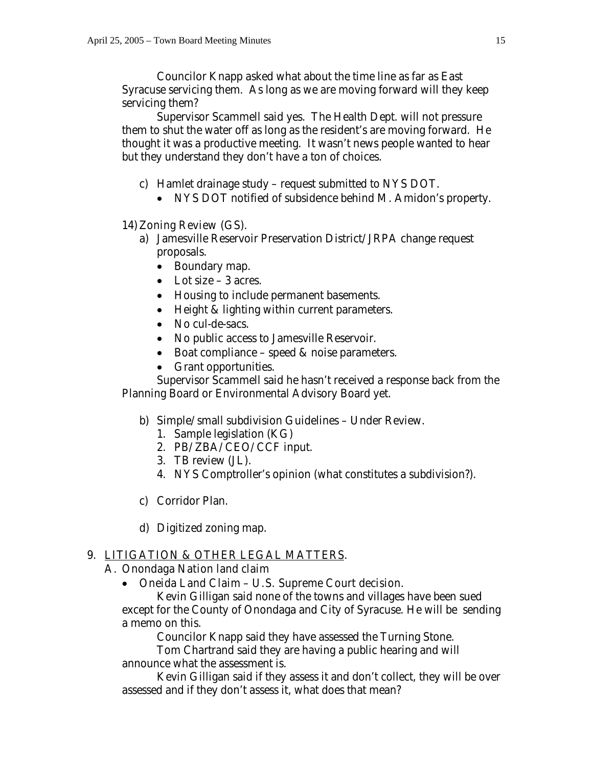Councilor Knapp asked what about the time line as far as East Syracuse servicing them. As long as we are moving forward will they keep servicing them?

Supervisor Scammell said yes. The Health Dept. will not pressure them to shut the water off as long as the resident's are moving forward. He thought it was a productive meeting. It wasn't news people wanted to hear but they understand they don't have a ton of choices.

c) Hamlet drainage study – request submitted to NYS DOT.
   - NYS DOT notified of subsidence behind M. Amidon's property.

14) Zoning Review (GS).

a) Jamesville Reservoir Preservation District/JRPA change request proposals.
   - Boundary map.
   - Lot size – 3 acres.
   - Housing to include permanent basements.
   - Height & lighting within current parameters.
   - No cul-de-sacs.
   - No public access to Jamesville Reservoir.
   - Boat compliance – speed & noise parameters.
   - Grant opportunities.

Supervisor Scammell said he hasn't received a response back from the Planning Board or Environmental Advisory Board yet.

b) Simple/small subdivision Guidelines – Under Review.
   1. Sample legislation (KG)
   2. PB/ZBA/CEO/CCF input.
   3. TB review (JL).
   4. NYS Comptroller's opinion (what constitutes a subdivision?).

c) Corridor Plan.

d) Digitized zoning map.

9. <u>LITIGATION & OTHER LEGAL MATTERS</u>.

A. Onondaga Nation land claim
   - Oneida Land Claim – U.S. Supreme Court decision.

Kevin Gilligan said none of the towns and villages have been sued except for the County of Onondaga and City of Syracuse. He will be sending a memo on this.

Councilor Knapp said they have assessed the Turning Stone.

Tom Chartrand said they are having a public hearing and will announce what the assessment is.

Kevin Gilligan said if they assess it and don't collect, they will be over assessed and if they don't assess it, what does that mean?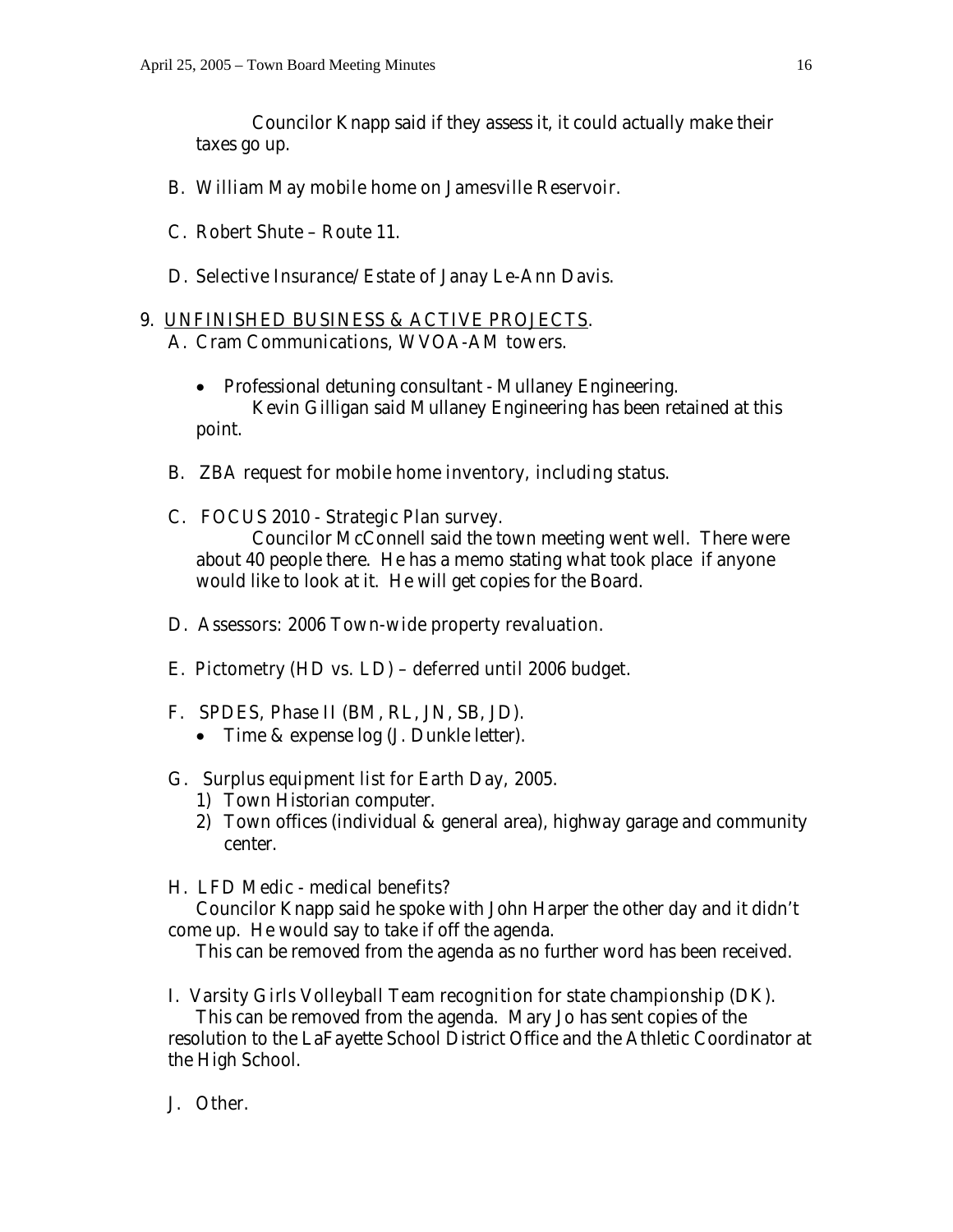Councilor Knapp said if they assess it, it could actually make their taxes go up.

B. William May mobile home on Jamesville Reservoir.

C. Robert Shute – Route 11.

D. Selective Insurance/Estate of Janay Le-Ann Davis.

9. <u>UNFINISHED BUSINESS & ACTIVE PROJECTS</u>.

A. Cram Communications, WVOA-AM towers.

- Professional detuning consultant - Mullaney Engineering.

Kevin Gilligan said Mullaney Engineering has been retained at this point.

B. ZBA request for mobile home inventory, including status.

C. FOCUS 2010 - Strategic Plan survey.

Councilor McConnell said the town meeting went well. There were about 40 people there. He has a memo stating what took place if anyone would like to look at it. He will get copies for the Board.

D. Assessors: 2006 Town-wide property revaluation.

E. Pictometry (HD vs. LD) – deferred until 2006 budget.

F. SPDES, Phase II (BM, RL, JN, SB, JD).
- Time & expense log (J. Dunkle letter).

G. Surplus equipment list for Earth Day, 2005.
1) Town Historian computer.
2) Town offices (individual & general area), highway garage and community center.

H. LFD Medic - medical benefits?

Councilor Knapp said he spoke with John Harper the other day and it didn't come up. He would say to take if off the agenda.

This can be removed from the agenda as no further word has been received.

I. Varsity Girls Volleyball Team recognition for state championship (DK).

This can be removed from the agenda. Mary Jo has sent copies of the resolution to the LaFayette School District Office and the Athletic Coordinator at the High School.

J. Other.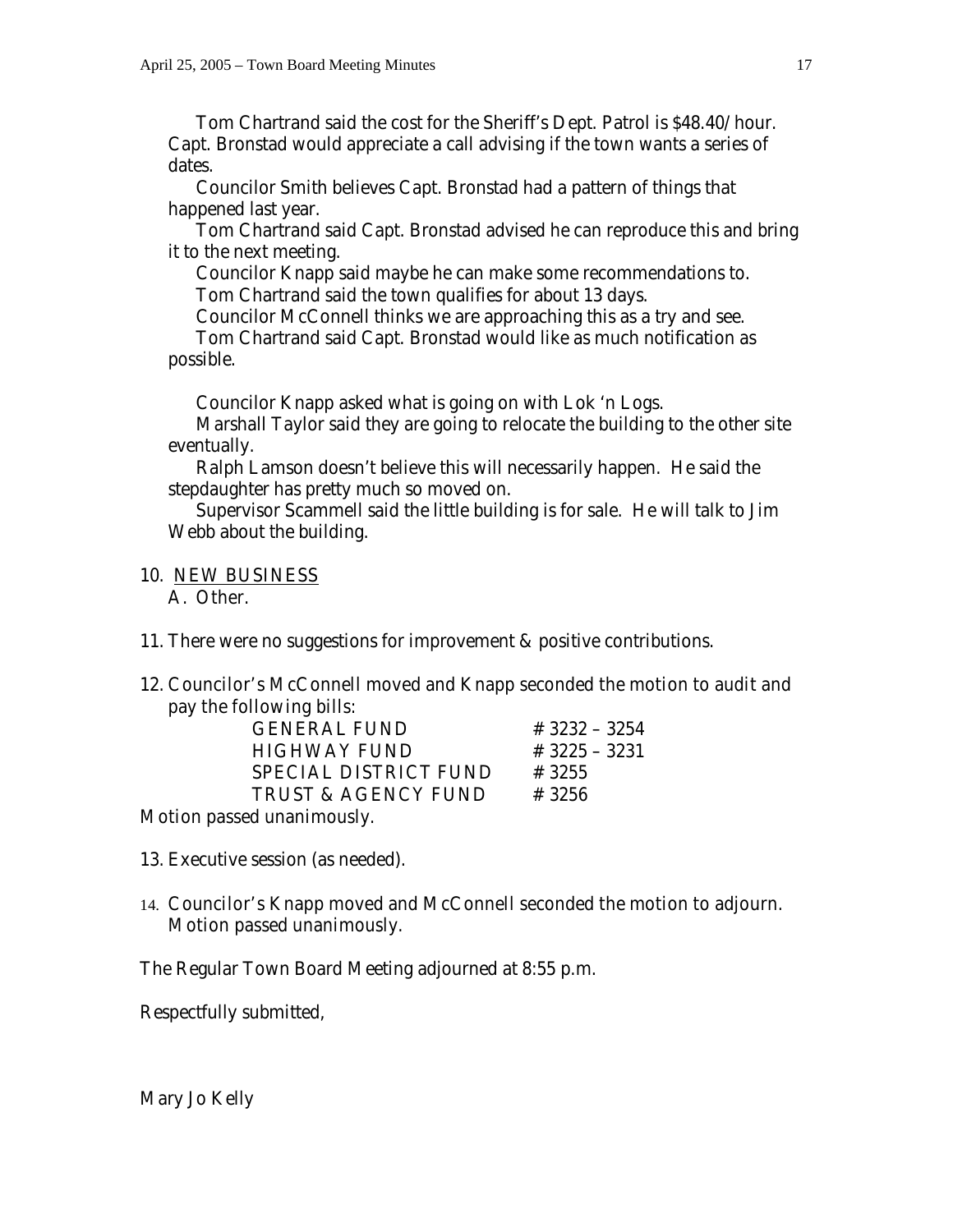Tom Chartrand said the cost for the Sheriff's Dept. Patrol is $48.40/hour. Capt. Bronstad would appreciate a call advising if the town wants a series of dates.

Councilor Smith believes Capt. Bronstad had a pattern of things that happened last year.

Tom Chartrand said Capt. Bronstad advised he can reproduce this and bring it to the next meeting.

Councilor Knapp said maybe he can make some recommendations to.

Tom Chartrand said the town qualifies for about 13 days.

Councilor McConnell thinks we are approaching this as a try and see.

Tom Chartrand said Capt. Bronstad would like as much notification as possible.

Councilor Knapp asked what is going on with Lok 'n Logs.

Marshall Taylor said they are going to relocate the building to the other site eventually.

Ralph Lamson doesn't believe this will necessarily happen. He said the stepdaughter has pretty much so moved on.

Supervisor Scammell said the little building is for sale. He will talk to Jim Webb about the building.

10. <u>NEW BUSINESS</u>
    A. Other.

11. There were no suggestions for improvement & positive contributions.

12. Councilor's McConnell moved and Knapp seconded the motion to audit and pay the following bills:

| | |
|---|---|
| GENERAL FUND | # 3232 – 3254 |
| HIGHWAY FUND | # 3225 – 3231 |
| SPECIAL DISTRICT FUND | # 3255 |
| TRUST & AGENCY FUND | # 3256 |

Motion passed unanimously.

13. Executive session (as needed).

14. Councilor's Knapp moved and McConnell seconded the motion to adjourn. Motion passed unanimously.

The Regular Town Board Meeting adjourned at 8:55 p.m.

Respectfully submitted,

Mary Jo Kelly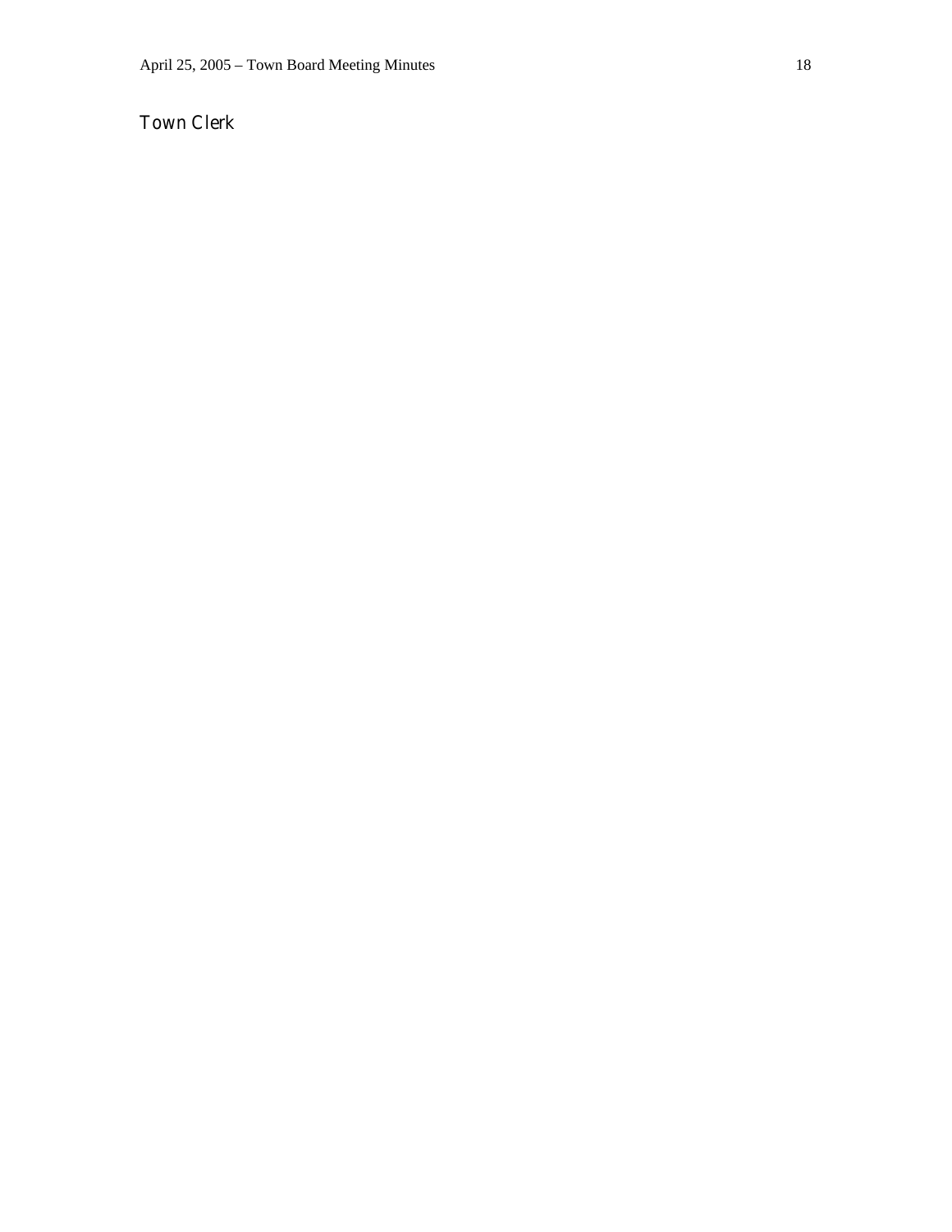## Town Clerk